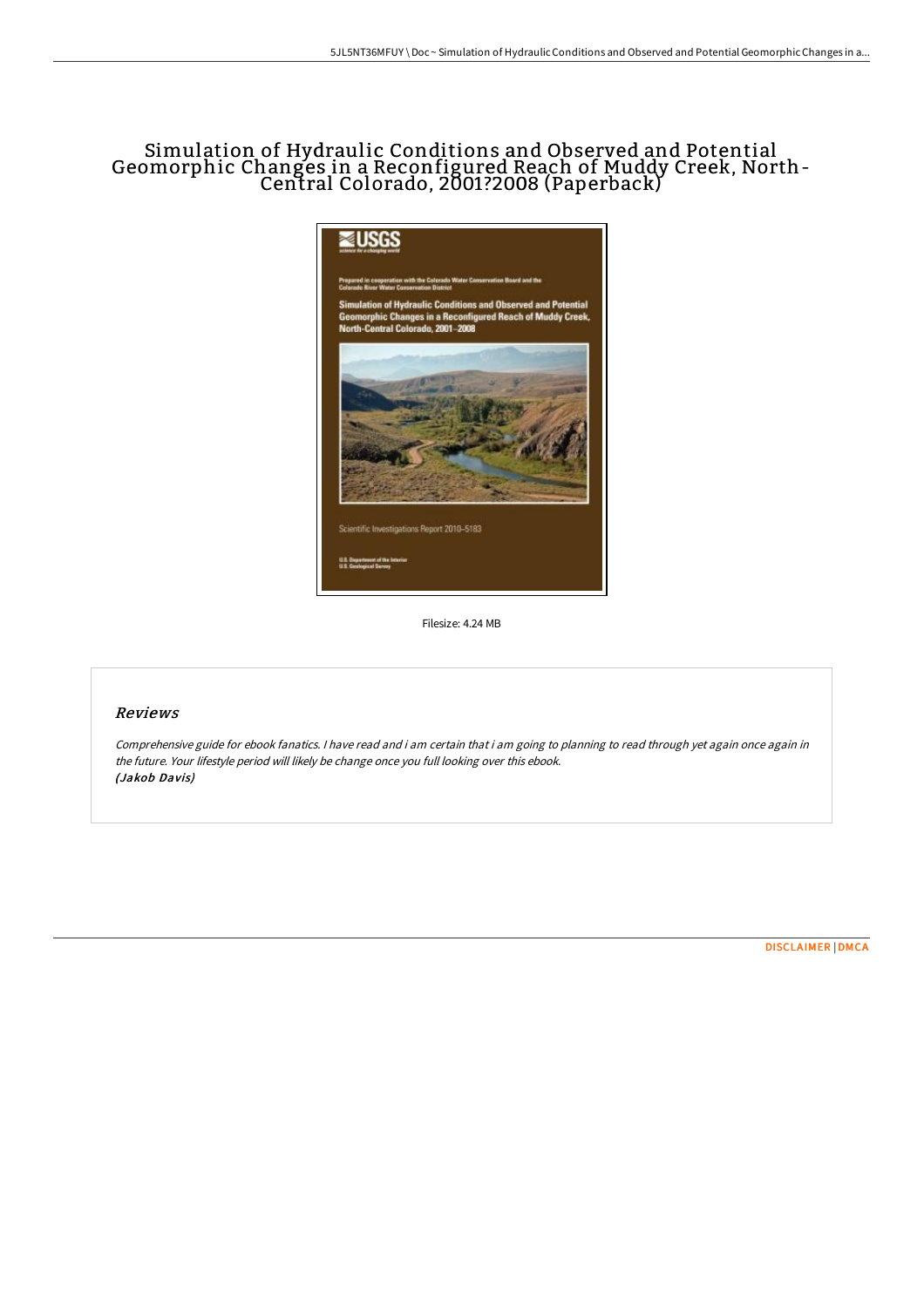# Simulation of Hydraulic Conditions and Observed and Potential Geomorphic Changes in a Reconfigured Reach of Muddy Creek, North-Central Colorado, 2001?2008 (Paperback)

Filesize: 4.24 MB

## Reviews

*Comprehensive guide for ebook fanatics. I have read and i am certain that i am going to planning to read through yet again once again in the future. Your lifestyle period will likely be change once you full looking over this ebook.*
***(Jakob Davis)***

DISCLAIMER | DMCA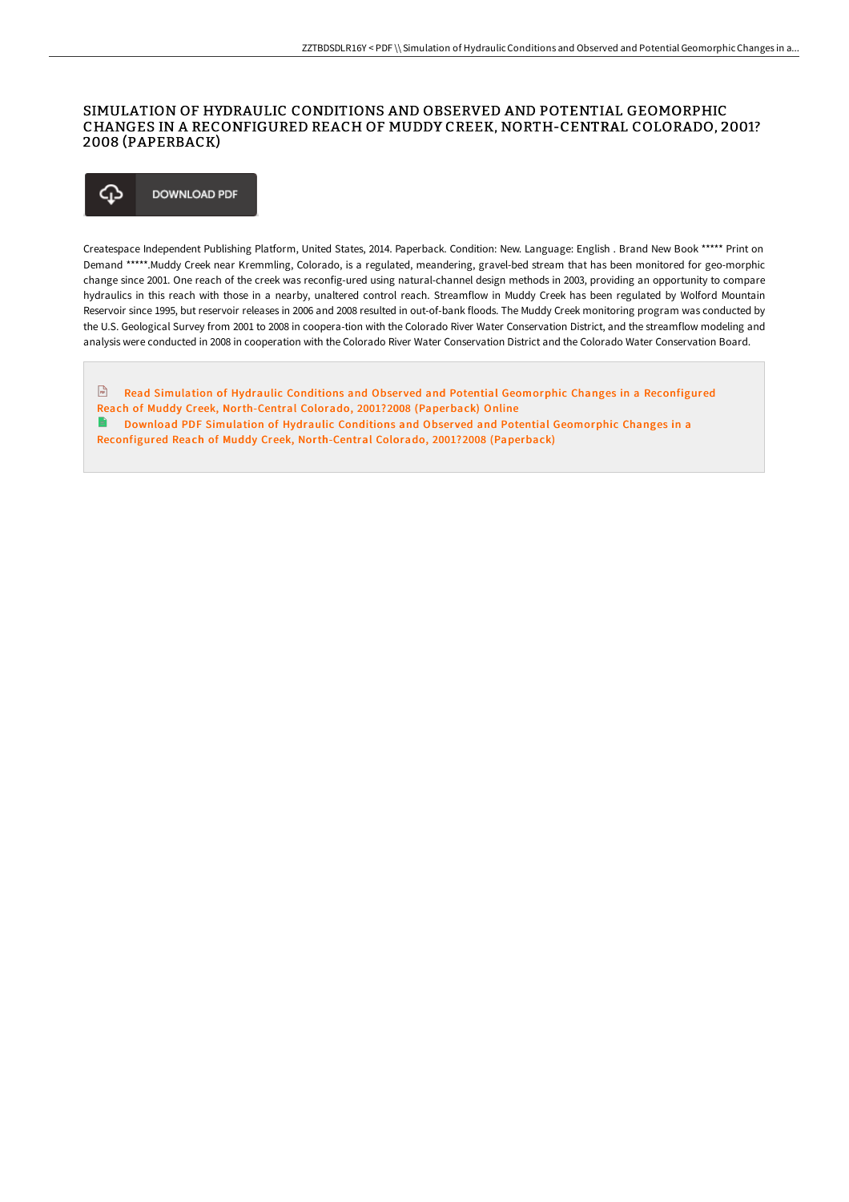# SIMULATION OF HYDRAULIC CONDITIONS AND OBSERVED AND POTENTIAL GEOMORPHIC CHANGES IN A RECONFIGURED REACH OF MUDDY CREEK, NORTH-CENTRAL COLORADO, 2001?2008 (PAPERBACK)

DOWNLOAD PDF

Createspace Independent Publishing Platform, United States, 2014. Paperback. Condition: New. Language: English . Brand New Book ***** Print on Demand *****.Muddy Creek near Kremmling, Colorado, is a regulated, meandering, gravel-bed stream that has been monitored for geo-morphic change since 2001. One reach of the creek was reconfig-ured using natural-channel design methods in 2003, providing an opportunity to compare hydraulics in this reach with those in a nearby, unaltered control reach. Streamflow in Muddy Creek has been regulated by Wolford Mountain Reservoir since 1995, but reservoir releases in 2006 and 2008 resulted in out-of-bank floods. The Muddy Creek monitoring program was conducted by the U.S. Geological Survey from 2001 to 2008 in coopera-tion with the Colorado River Water Conservation District, and the streamflow modeling and analysis were conducted in 2008 in cooperation with the Colorado River Water Conservation District and the Colorado Water Conservation Board.

Read Simulation of Hydraulic Conditions and Observed and Potential Geomorphic Changes in a Reconfigured Reach of Muddy Creek, North-Central Colorado, 2001?2008 (Paperback) Online

Download PDF Simulation of Hydraulic Conditions and Observed and Potential Geomorphic Changes in a Reconfigured Reach of Muddy Creek, North-Central Colorado, 2001?2008 (Paperback)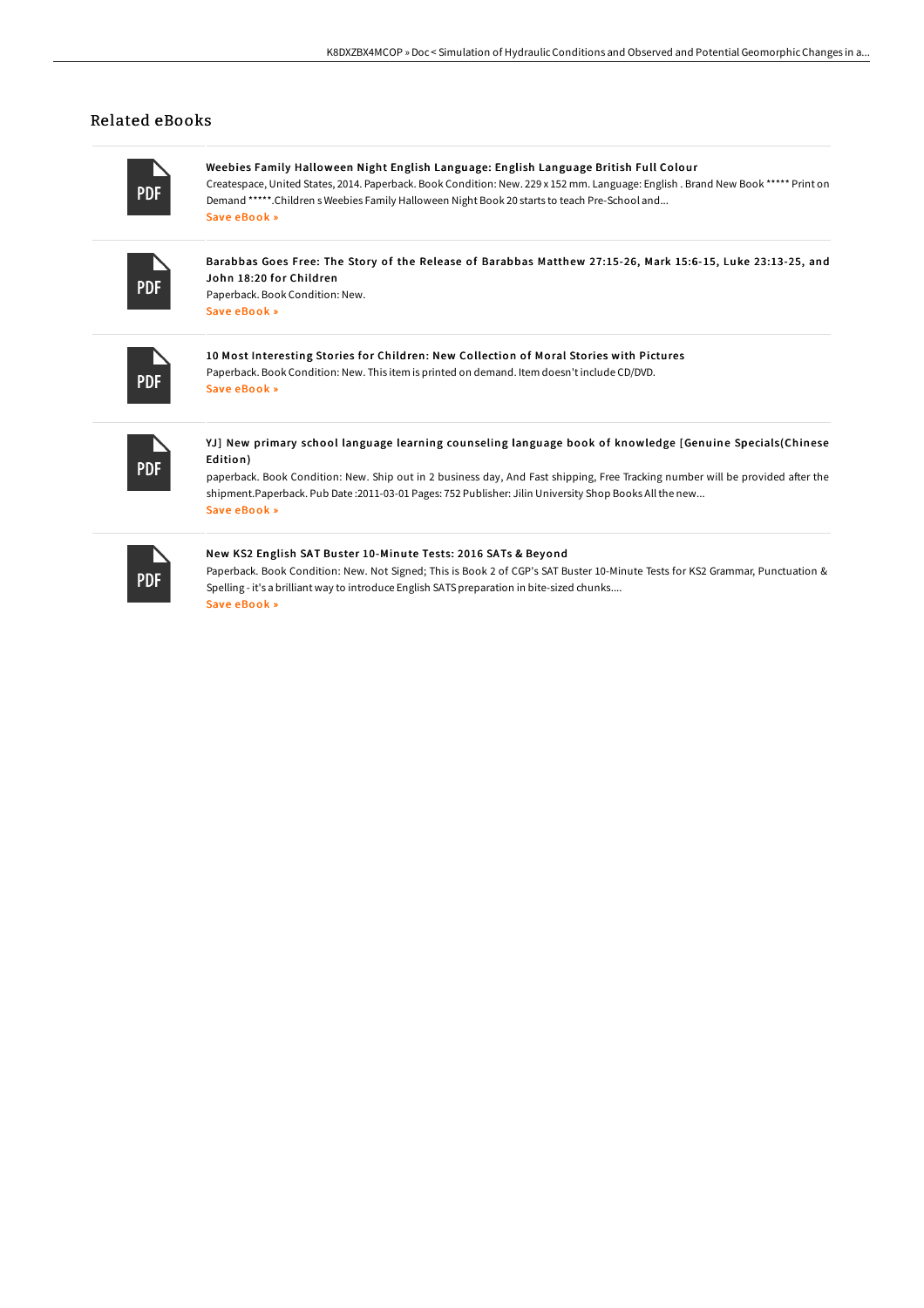## Related eBooks

**Weebies Family Halloween Night English Language: English Language British Full Colour**

Createspace, United States, 2014. Paperback. Book Condition: New. 229 x 152 mm. Language: English . Brand New Book ***** Print on Demand *****.Children s Weebies Family Halloween Night Book 20 starts to teach Pre-School and...

Save eBook »

**Barabbas Goes Free: The Story of the Release of Barabbas Matthew 27:15-26, Mark 15:6-15, Luke 23:13-25, and John 18:20 for Children**

Paperback. Book Condition: New.

Save eBook »

**10 Most Interesting Stories for Children: New Collection of Moral Stories with Pictures**

Paperback. Book Condition: New. This item is printed on demand. Item doesn't include CD/DVD.

Save eBook »

**YJ] New primary school language learning counseling language book of knowledge [Genuine Specials(Chinese Edition)**

paperback. Book Condition: New. Ship out in 2 business day, And Fast shipping, Free Tracking number will be provided after the shipment.Paperback. Pub Date :2011-03-01 Pages: 752 Publisher: Jilin University Shop Books All the new...

Save eBook »

**New KS2 English SAT Buster 10-Minute Tests: 2016 SATs & Beyond**

Paperback. Book Condition: New. Not Signed; This is Book 2 of CGP's SAT Buster 10-Minute Tests for KS2 Grammar, Punctuation & Spelling - it's a brilliant way to introduce English SATS preparation in bite-sized chunks....

Save eBook »